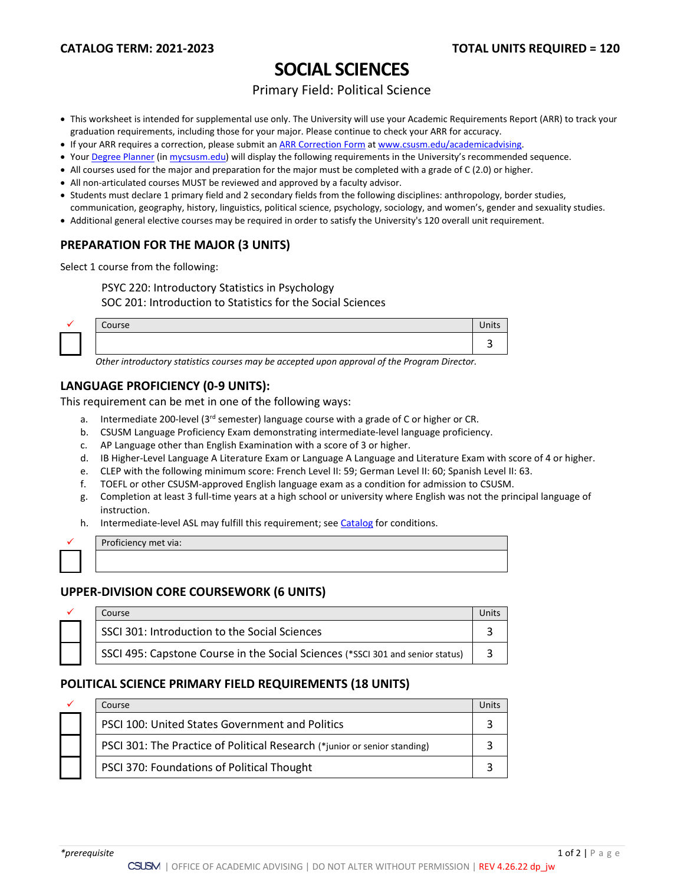**CATALOG TERM: 2021-2023** **TOTAL UNITS REQUIRED = 120**

# SOCIAL SCIENCES

Primary Field: Political Science

- This worksheet is intended for supplemental use only. The University will use your Academic Requirements Report (ARR) to track your graduation requirements, including those for your major. Please continue to check your ARR for accuracy.
- If your ARR requires a correction, please submit an ARR Correction Form at www.csusm.edu/academicadvising.
- Your Degree Planner (in mycsusm.edu) will display the following requirements in the University's recommended sequence.
- All courses used for the major and preparation for the major must be completed with a grade of C (2.0) or higher.
- All non-articulated courses MUST be reviewed and approved by a faculty advisor.
- Students must declare 1 primary field and 2 secondary fields from the following disciplines: anthropology, border studies, communication, geography, history, linguistics, political science, psychology, sociology, and women's, gender and sexuality studies.
- Additional general elective courses may be required in order to satisfy the University's 120 overall unit requirement.

## PREPARATION FOR THE MAJOR (3 UNITS)

Select 1 course from the following:

PSYC 220: Introductory Statistics in Psychology
SOC 201: Introduction to Statistics for the Social Sciences

| ✓ | Course | Units |
|---|---|---|
| ☐ | | 3 |

*Other introductory statistics courses may be accepted upon approval of the Program Director.*

## LANGUAGE PROFICIENCY (0-9 UNITS):

This requirement can be met in one of the following ways:

a. Intermediate 200-level (3rd semester) language course with a grade of C or higher or CR.
b. CSUSM Language Proficiency Exam demonstrating intermediate-level language proficiency.
c. AP Language other than English Examination with a score of 3 or higher.
d. IB Higher-Level Language A Literature Exam or Language A Language and Literature Exam with score of 4 or higher.
e. CLEP with the following minimum score: French Level II: 59; German Level II: 60; Spanish Level II: 63.
f. TOEFL or other CSUSM-approved English language exam as a condition for admission to CSUSM.
g. Completion at least 3 full-time years at a high school or university where English was not the principal language of instruction.
h. Intermediate-level ASL may fulfill this requirement; see Catalog for conditions.

| ✓ | Proficiency met via: |
|---|---|
| ☐ | |

## UPPER-DIVISION CORE COURSEWORK (6 UNITS)

| ✓ | Course | Units |
|---|---|---|
| ☐ | SSCI 301: Introduction to the Social Sciences | 3 |
| ☐ | SSCI 495: Capstone Course in the Social Sciences (*SSCI 301 and senior status) | 3 |

## POLITICAL SCIENCE PRIMARY FIELD REQUIREMENTS (18 UNITS)

| ✓ | Course | Units |
|---|---|---|
| ☐ | PSCI 100: United States Government and Politics | 3 |
| ☐ | PSCI 301: The Practice of Political Research (*junior or senior standing) | 3 |
| ☐ | PSCI 370: Foundations of Political Thought | 3 |

*\*prerequisite*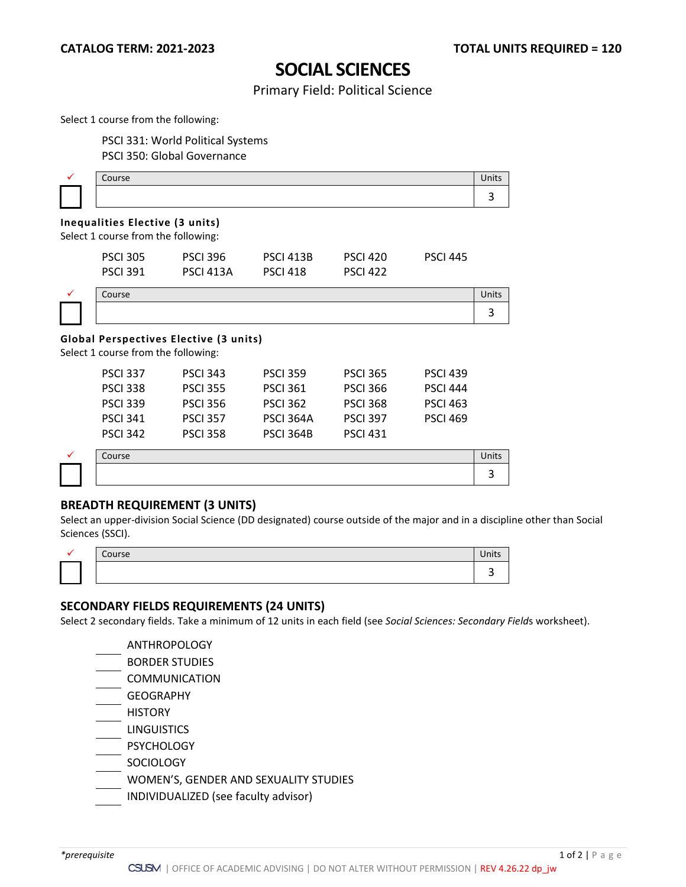CATALOG TERM: 2021-2023

TOTAL UNITS REQUIRED = 120

# SOCIAL SCIENCES

Primary Field: Political Science

Select 1 course from the following:

PSCI 331: World Political Systems
PSCI 350: Global Governance

| ✓ | Course | Units |
|---|---|---|
| ☐ | | 3 |

**Inequalities Elective (3 units)**
Select 1 course from the following:

| | | | | |
|---|---|---|---|---|
| PSCI 305 | PSCI 396 | PSCI 413B | PSCI 420 | PSCI 445 |
| PSCI 391 | PSCI 413A | PSCI 418 | PSCI 422 | |

| ✓ | Course | Units |
|---|---|---|
| ☐ | | 3 |

**Global Perspectives Elective (3 units)**
Select 1 course from the following:

| | | | | |
|---|---|---|---|---|
| PSCI 337 | PSCI 343 | PSCI 359 | PSCI 365 | PSCI 439 |
| PSCI 338 | PSCI 355 | PSCI 361 | PSCI 366 | PSCI 444 |
| PSCI 339 | PSCI 356 | PSCI 362 | PSCI 368 | PSCI 463 |
| PSCI 341 | PSCI 357 | PSCI 364A | PSCI 397 | PSCI 469 |
| PSCI 342 | PSCI 358 | PSCI 364B | PSCI 431 | |

| ✓ | Course | Units |
|---|---|---|
| ☐ | | 3 |

## BREADTH REQUIREMENT (3 UNITS)

Select an upper-division Social Science (DD designated) course outside of the major and in a discipline other than Social Sciences (SSCI).

| ✓ | Course | Units |
|---|---|---|
| ☐ | | 3 |

## SECONDARY FIELDS REQUIREMENTS (24 UNITS)

Select 2 secondary fields. Take a minimum of 12 units in each field (see *Social Sciences: Secondary Fields* worksheet).

_____ ANTHROPOLOGY
_____ BORDER STUDIES
_____ COMMUNICATION
_____ GEOGRAPHY
_____ HISTORY
_____ LINGUISTICS
_____ PSYCHOLOGY
_____ SOCIOLOGY
_____ WOMEN'S, GENDER AND SEXUALITY STUDIES
_____ INDIVIDUALIZED (see faculty advisor)

*\*prerequisite*

CSUSM | OFFICE OF ACADEMIC ADVISING | DO NOT ALTER WITHOUT PERMISSION | REV 4.26.22 dp_jw